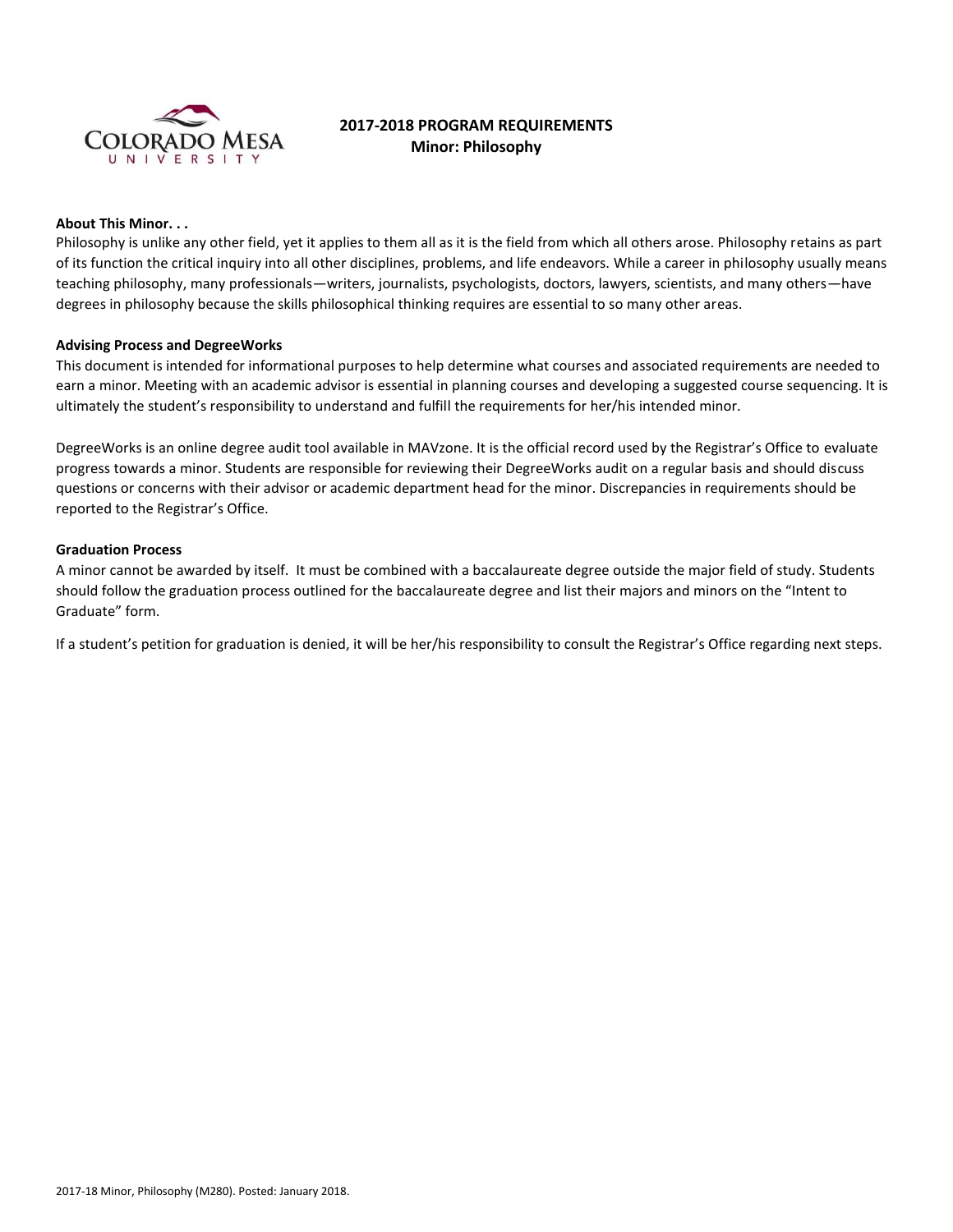# 2017-2018 PROGRAM REQUIREMENTS

## Minor: Philosophy

**About This Minor. . .**

Philosophy is unlike any other field, yet it applies to them all as it is the field from which all others arose. Philosophy retains as part of its function the critical inquiry into all other disciplines, problems, and life endeavors. While a career in philosophy usually means teaching philosophy, many professionals—writers, journalists, psychologists, doctors, lawyers, scientists, and many others—have degrees in philosophy because the skills philosophical thinking requires are essential to so many other areas.

**Advising Process and DegreeWorks**

This document is intended for informational purposes to help determine what courses and associated requirements are needed to earn a minor. Meeting with an academic advisor is essential in planning courses and developing a suggested course sequencing. It is ultimately the student's responsibility to understand and fulfill the requirements for her/his intended minor.

DegreeWorks is an online degree audit tool available in MAVzone. It is the official record used by the Registrar's Office to evaluate progress towards a minor. Students are responsible for reviewing their DegreeWorks audit on a regular basis and should discuss questions or concerns with their advisor or academic department head for the minor. Discrepancies in requirements should be reported to the Registrar's Office.

**Graduation Process**

A minor cannot be awarded by itself. It must be combined with a baccalaureate degree outside the major field of study. Students should follow the graduation process outlined for the baccalaureate degree and list their majors and minors on the "Intent to Graduate" form.

If a student's petition for graduation is denied, it will be her/his responsibility to consult the Registrar's Office regarding next steps.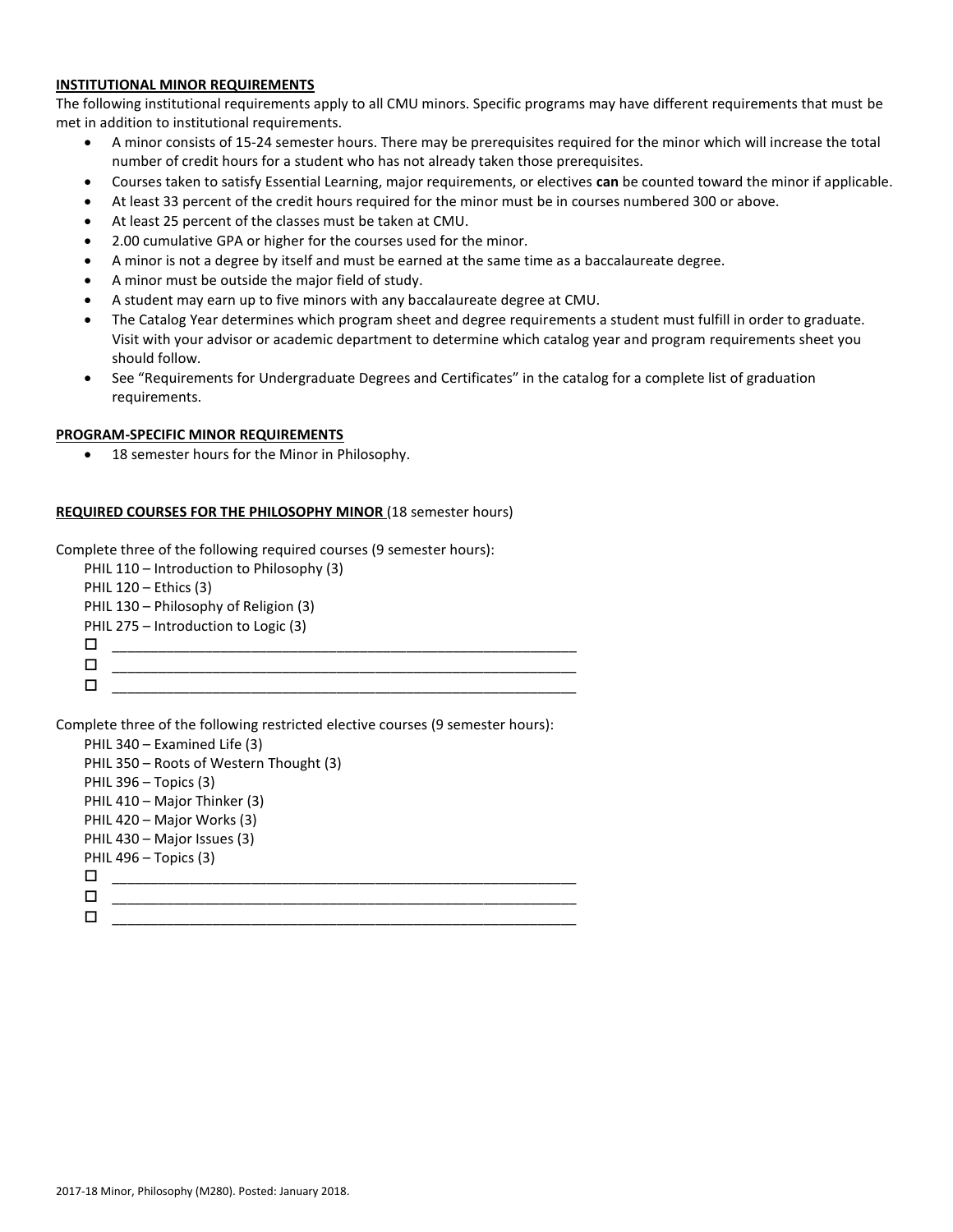**INSTITUTIONAL MINOR REQUIREMENTS**

The following institutional requirements apply to all CMU minors. Specific programs may have different requirements that must be met in addition to institutional requirements.

- A minor consists of 15-24 semester hours. There may be prerequisites required for the minor which will increase the total number of credit hours for a student who has not already taken those prerequisites.
- Courses taken to satisfy Essential Learning, major requirements, or electives **can** be counted toward the minor if applicable.
- At least 33 percent of the credit hours required for the minor must be in courses numbered 300 or above.
- At least 25 percent of the classes must be taken at CMU.
- 2.00 cumulative GPA or higher for the courses used for the minor.
- A minor is not a degree by itself and must be earned at the same time as a baccalaureate degree.
- A minor must be outside the major field of study.
- A student may earn up to five minors with any baccalaureate degree at CMU.
- The Catalog Year determines which program sheet and degree requirements a student must fulfill in order to graduate. Visit with your advisor or academic department to determine which catalog year and program requirements sheet you should follow.
- See "Requirements for Undergraduate Degrees and Certificates" in the catalog for a complete list of graduation requirements.

**PROGRAM-SPECIFIC MINOR REQUIREMENTS**

- 18 semester hours for the Minor in Philosophy.

**REQUIRED COURSES FOR THE PHILOSOPHY MINOR** (18 semester hours)

Complete three of the following required courses (9 semester hours):

PHIL 110 – Introduction to Philosophy (3)
PHIL 120 – Ethics (3)
PHIL 130 – Philosophy of Religion (3)
PHIL 275 – Introduction to Logic (3)

- ☐ ____________________________________________
- ☐ ____________________________________________
- ☐ ____________________________________________

Complete three of the following restricted elective courses (9 semester hours):

PHIL 340 – Examined Life (3)
PHIL 350 – Roots of Western Thought (3)
PHIL 396 – Topics (3)
PHIL 410 – Major Thinker (3)
PHIL 420 – Major Works (3)
PHIL 430 – Major Issues (3)
PHIL 496 – Topics (3)

- ☐ ____________________________________________
- ☐ ____________________________________________
- ☐ ____________________________________________

2017-18 Minor, Philosophy (M280). Posted: January 2018.